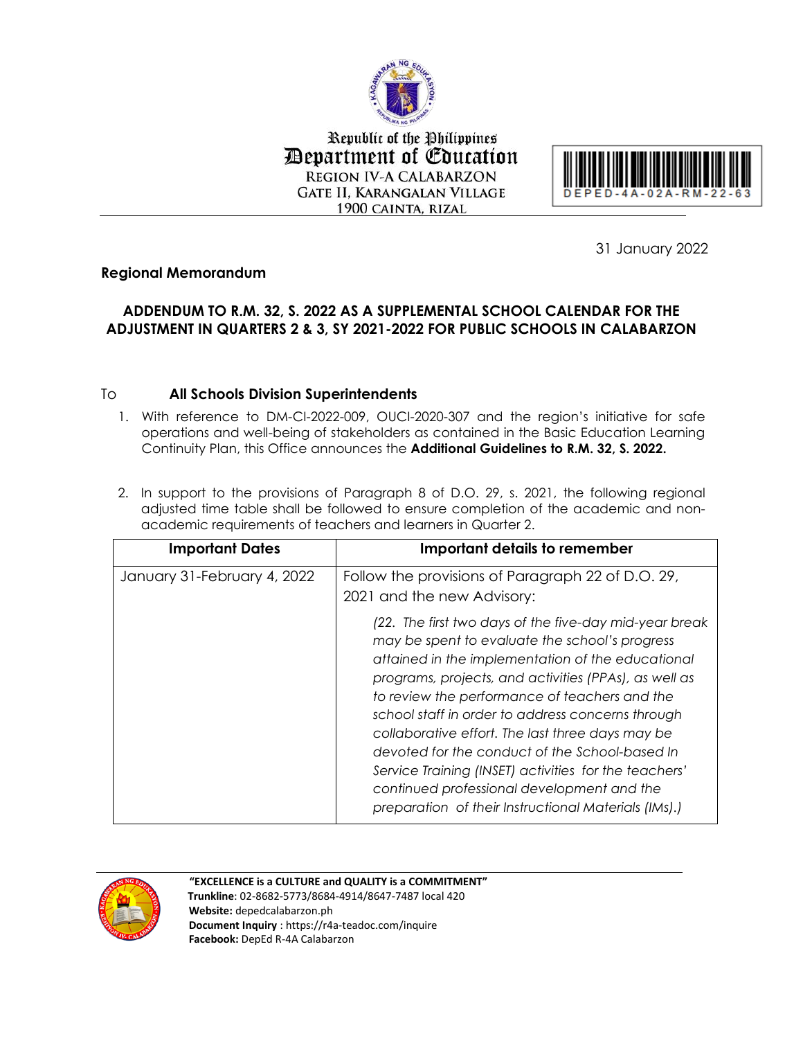Republic of the Philippines
Department of Education
REGION IV-A CALABARZON
GATE II, KARANGALAN VILLAGE
1900 CAINTA, RIZAL

DEPED-4A-02A-RM-22-63

31 January 2022

**Regional Memorandum**

**ADDENDUM TO R.M. 32, S. 2022 AS A SUPPLEMENTAL SCHOOL CALENDAR FOR THE ADJUSTMENT IN QUARTERS 2 & 3, SY 2021-2022 FOR PUBLIC SCHOOLS IN CALABARZON**

To **All Schools Division Superintendents**

1. With reference to DM-CI-2022-009, OUCI-2020-307 and the region's initiative for safe operations and well-being of stakeholders as contained in the Basic Education Learning Continuity Plan, this Office announces the **Additional Guidelines to R.M. 32, S. 2022.**

2. In support to the provisions of Paragraph 8 of D.O. 29, s. 2021, the following regional adjusted time table shall be followed to ensure completion of the academic and non-academic requirements of teachers and learners in Quarter 2.

| Important Dates | Important details to remember |
|---|---|
| January 31-February 4, 2022 | Follow the provisions of Paragraph 22 of D.O. 29, 2021 and the new Advisory:<br>*(22. The first two days of the five-day mid-year break may be spent to evaluate the school's progress attained in the implementation of the educational programs, projects, and activities (PPAs), as well as to review the performance of teachers and the school staff in order to address concerns through collaborative effort. The last three days may be devoted for the conduct of the School-based In Service Training (INSET) activities for the teachers' continued professional development and the preparation of their Instructional Materials (IMs).)* |

**"EXCELLENCE is a CULTURE and QUALITY is a COMMITMENT"**
**Trunkline**: 02-8682-5773/8684-4914/8647-7487 local 420
**Website:** depedcalabarzon.ph
**Document Inquiry** : https://r4a-teadoc.com/inquire
**Facebook:** DepEd R-4A Calabarzon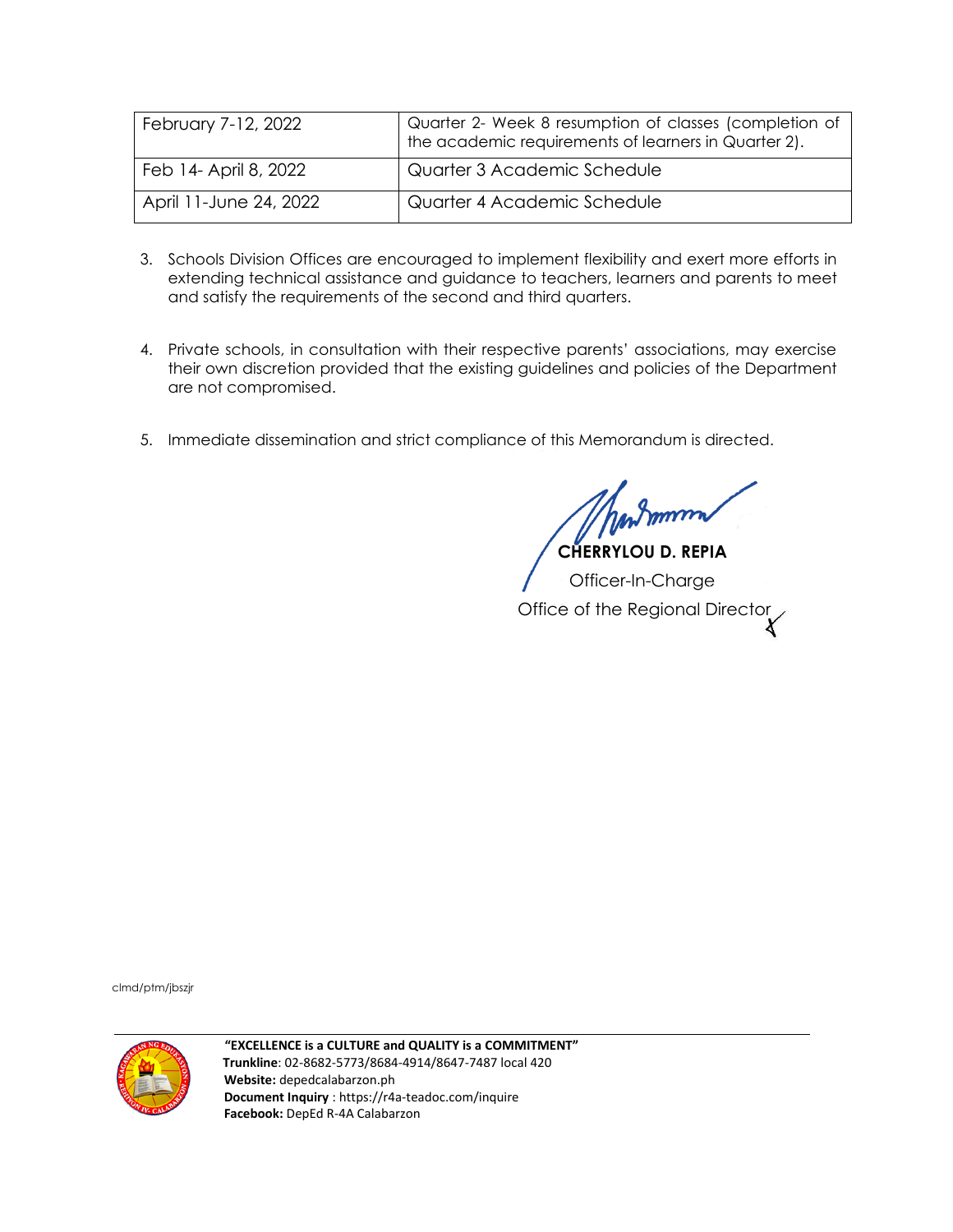| | |
|---|---|
| February 7-12, 2022 | Quarter 2- Week 8 resumption of classes (completion of the academic requirements of learners in Quarter 2). |
| Feb 14- April 8, 2022 | Quarter 3 Academic Schedule |
| April 11-June 24, 2022 | Quarter 4 Academic Schedule |

3. Schools Division Offices are encouraged to implement flexibility and exert more efforts in extending technical assistance and guidance to teachers, learners and parents to meet and satisfy the requirements of the second and third quarters.

4. Private schools, in consultation with their respective parents' associations, may exercise their own discretion provided that the existing guidelines and policies of the Department are not compromised.

5. Immediate dissemination and strict compliance of this Memorandum is directed.

**CHERRYLOU D. REPIA**
Officer-In-Charge
Office of the Regional Director

clmd/ptm/jbszjr

**"EXCELLENCE is a CULTURE and QUALITY is a COMMITMENT"**
**Trunkline**: 02-8682-5773/8684-4914/8647-7487 local 420
**Website:** depedcalabarzon.ph
**Document Inquiry** : https://r4a-teadoc.com/inquire
**Facebook:** DepEd R-4A Calabarzon